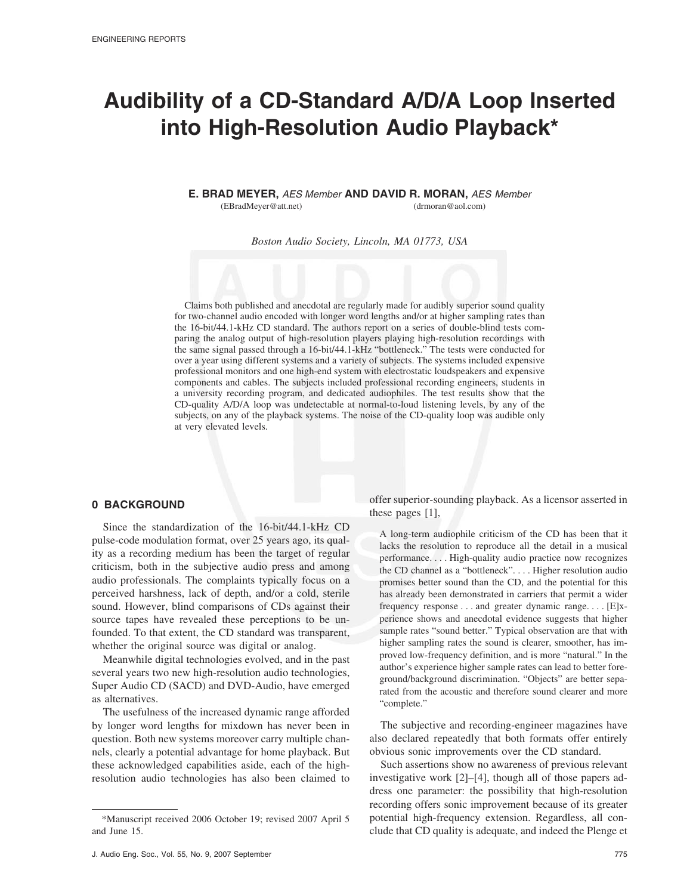# Audibility of a CD-Standard A/D/A Loop Inserted into High-Resolution Audio Playback*

**E. BRAD MEYER,** *AES Member* **AND DAVID R. MORAN,** *AES Member*
(EBradMeyer@att.net) (drmoran@aol.com)

*Boston Audio Society, Lincoln, MA 01773, USA*

Claims both published and anecdotal are regularly made for audibly superior sound quality for two-channel audio encoded with longer word lengths and/or at higher sampling rates than the 16-bit/44.1-kHz CD standard. The authors report on a series of double-blind tests comparing the analog output of high-resolution players playing high-resolution recordings with the same signal passed through a 16-bit/44.1-kHz "bottleneck." The tests were conducted for over a year using different systems and a variety of subjects. The systems included expensive professional monitors and one high-end system with electrostatic loudspeakers and expensive components and cables. The subjects included professional recording engineers, students in a university recording program, and dedicated audiophiles. The test results show that the CD-quality A/D/A loop was undetectable at normal-to-loud listening levels, by any of the subjects, on any of the playback systems. The noise of the CD-quality loop was audible only at very elevated levels.

## 0 BACKGROUND

Since the standardization of the 16-bit/44.1-kHz CD pulse-code modulation format, over 25 years ago, its quality as a recording medium has been the target of regular criticism, both in the subjective audio press and among audio professionals. The complaints typically focus on a perceived harshness, lack of depth, and/or a cold, sterile sound. However, blind comparisons of CDs against their source tapes have revealed these perceptions to be unfounded. To that extent, the CD standard was transparent, whether the original source was digital or analog.

Meanwhile digital technologies evolved, and in the past several years two new high-resolution audio technologies, Super Audio CD (SACD) and DVD-Audio, have emerged as alternatives.

The usefulness of the increased dynamic range afforded by longer word lengths for mixdown has never been in question. Both new systems moreover carry multiple channels, clearly a potential advantage for home playback. But these acknowledged capabilities aside, each of the high-resolution audio technologies has also been claimed to offer superior-sounding playback. As a licensor asserted in these pages [1],

> A long-term audiophile criticism of the CD has been that it lacks the resolution to reproduce all the detail in a musical performance. . . . High-quality audio practice now recognizes the CD channel as a "bottleneck". . . . Higher resolution audio promises better sound than the CD, and the potential for this has already been demonstrated in carriers that permit a wider frequency response . . . and greater dynamic range. . . . [E]xperience shows and anecdotal evidence suggests that higher sample rates "sound better." Typical observation are that with higher sampling rates the sound is clearer, smoother, has improved low-frequency definition, and is more "natural." In the author's experience higher sample rates can lead to better foreground/background discrimination. "Objects" are better separated from the acoustic and therefore sound clearer and more "complete."

The subjective and recording-engineer magazines have also declared repeatedly that both formats offer entirely obvious sonic improvements over the CD standard.

Such assertions show no awareness of previous relevant investigative work [2]–[4], though all of those papers address one parameter: the possibility that high-resolution recording offers sonic improvement because of its greater potential high-frequency extension. Regardless, all conclude that CD quality is adequate, and indeed the Plenge et

---

*Manuscript received 2006 October 19; revised 2007 April 5 and June 15.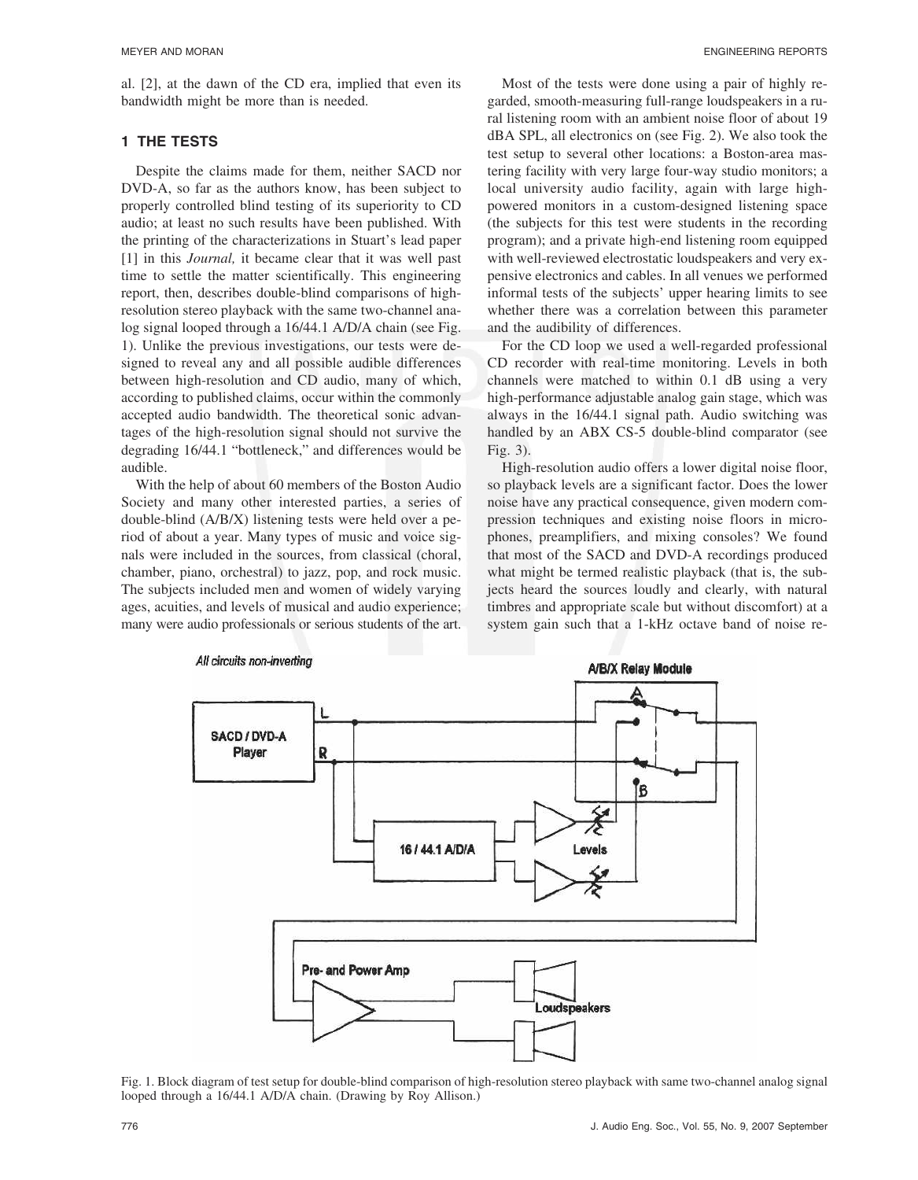al. [2], at the dawn of the CD era, implied that even its bandwidth might be more than is needed.

## 1 THE TESTS

Despite the claims made for them, neither SACD nor DVD-A, so far as the authors know, has been subject to properly controlled blind testing of its superiority to CD audio; at least no such results have been published. With the printing of the characterizations in Stuart's lead paper [1] in this *Journal,* it became clear that it was well past time to settle the matter scientifically. This engineering report, then, describes double-blind comparisons of high-resolution stereo playback with the same two-channel analog signal looped through a 16/44.1 A/D/A chain (see Fig. 1). Unlike the previous investigations, our tests were designed to reveal any and all possible audible differences between high-resolution and CD audio, many of which, according to published claims, occur within the commonly accepted audio bandwidth. The theoretical sonic advantages of the high-resolution signal should not survive the degrading 16/44.1 "bottleneck," and differences would be audible.

With the help of about 60 members of the Boston Audio Society and many other interested parties, a series of double-blind (A/B/X) listening tests were held over a period of about a year. Many types of music and voice signals were included in the sources, from classical (choral, chamber, piano, orchestral) to jazz, pop, and rock music. The subjects included men and women of widely varying ages, acuities, and levels of musical and audio experience; many were audio professionals or serious students of the art.

Most of the tests were done using a pair of highly regarded, smooth-measuring full-range loudspeakers in a rural listening room with an ambient noise floor of about 19 dBA SPL, all electronics on (see Fig. 2). We also took the test setup to several other locations: a Boston-area mastering facility with very large four-way studio monitors; a local university audio facility, again with large high-powered monitors in a custom-designed listening space (the subjects for this test were students in the recording program); and a private high-end listening room equipped with well-reviewed electrostatic loudspeakers and very expensive electronics and cables. In all venues we performed informal tests of the subjects' upper hearing limits to see whether there was a correlation between this parameter and the audibility of differences.

For the CD loop we used a well-regarded professional CD recorder with real-time monitoring. Levels in both channels were matched to within 0.1 dB using a very high-performance adjustable analog gain stage, which was always in the 16/44.1 signal path. Audio switching was handled by an ABX CS-5 double-blind comparator (see Fig. 3).

High-resolution audio offers a lower digital noise floor, so playback levels are a significant factor. Does the lower noise have any practical consequence, given modern compression techniques and existing noise floors in microphones, preamplifiers, and mixing consoles? We found that most of the SACD and DVD-A recordings produced what might be termed realistic playback (that is, the subjects heard the sources loudly and clearly, with natural timbres and appropriate scale but without discomfort) at a system gain such that a 1-kHz octave band of noise re-

Fig. 1. Block diagram of test setup for double-blind comparison of high-resolution stereo playback with same two-channel analog signal looped through a 16/44.1 A/D/A chain. (Drawing by Roy Allison.)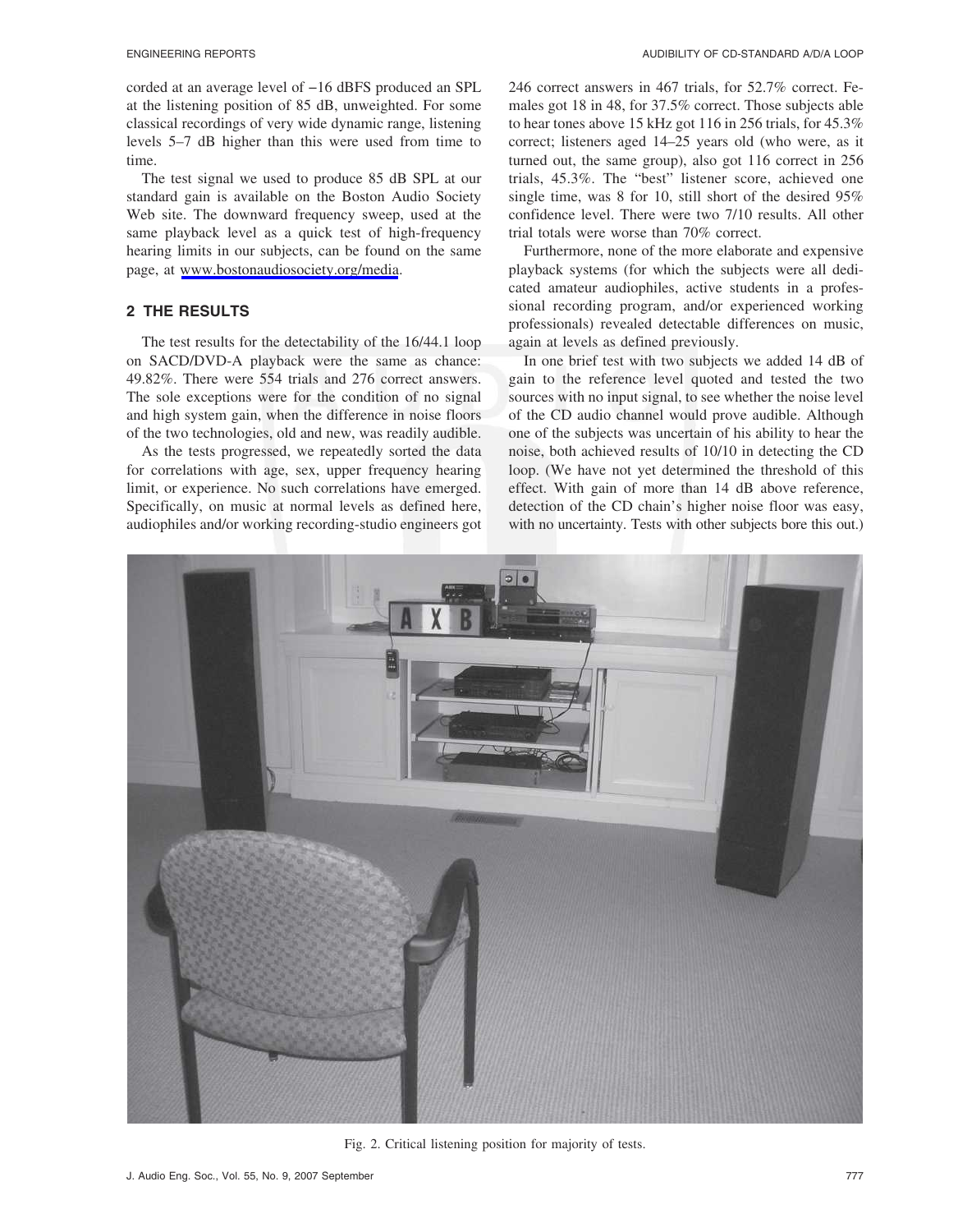corded at an average level of −16 dBFS produced an SPL at the listening position of 85 dB, unweighted. For some classical recordings of very wide dynamic range, listening levels 5–7 dB higher than this were used from time to time.

The test signal we used to produce 85 dB SPL at our standard gain is available on the Boston Audio Society Web site. The downward frequency sweep, used at the same playback level as a quick test of high-frequency hearing limits in our subjects, can be found on the same page, at www.bostonaudiosociety.org/media.

## 2 THE RESULTS

The test results for the detectability of the 16/44.1 loop on SACD/DVD-A playback were the same as chance: 49.82%. There were 554 trials and 276 correct answers. The sole exceptions were for the condition of no signal and high system gain, when the difference in noise floors of the two technologies, old and new, was readily audible.

As the tests progressed, we repeatedly sorted the data for correlations with age, sex, upper frequency hearing limit, or experience. No such correlations have emerged. Specifically, on music at normal levels as defined here, audiophiles and/or working recording-studio engineers got 246 correct answers in 467 trials, for 52.7% correct. Females got 18 in 48, for 37.5% correct. Those subjects able to hear tones above 15 kHz got 116 in 256 trials, for 45.3% correct; listeners aged 14–25 years old (who were, as it turned out, the same group), also got 116 correct in 256 trials, 45.3%. The "best" listener score, achieved one single time, was 8 for 10, still short of the desired 95% confidence level. There were two 7/10 results. All other trial totals were worse than 70% correct.

Furthermore, none of the more elaborate and expensive playback systems (for which the subjects were all dedicated amateur audiophiles, active students in a professional recording program, and/or experienced working professionals) revealed detectable differences on music, again at levels as defined previously.

In one brief test with two subjects we added 14 dB of gain to the reference level quoted and tested the two sources with no input signal, to see whether the noise level of the CD audio channel would prove audible. Although one of the subjects was uncertain of his ability to hear the noise, both achieved results of 10/10 in detecting the CD loop. (We have not yet determined the threshold of this effect. With gain of more than 14 dB above reference, detection of the CD chain's higher noise floor was easy, with no uncertainty. Tests with other subjects bore this out.)

Fig. 2. Critical listening position for majority of tests.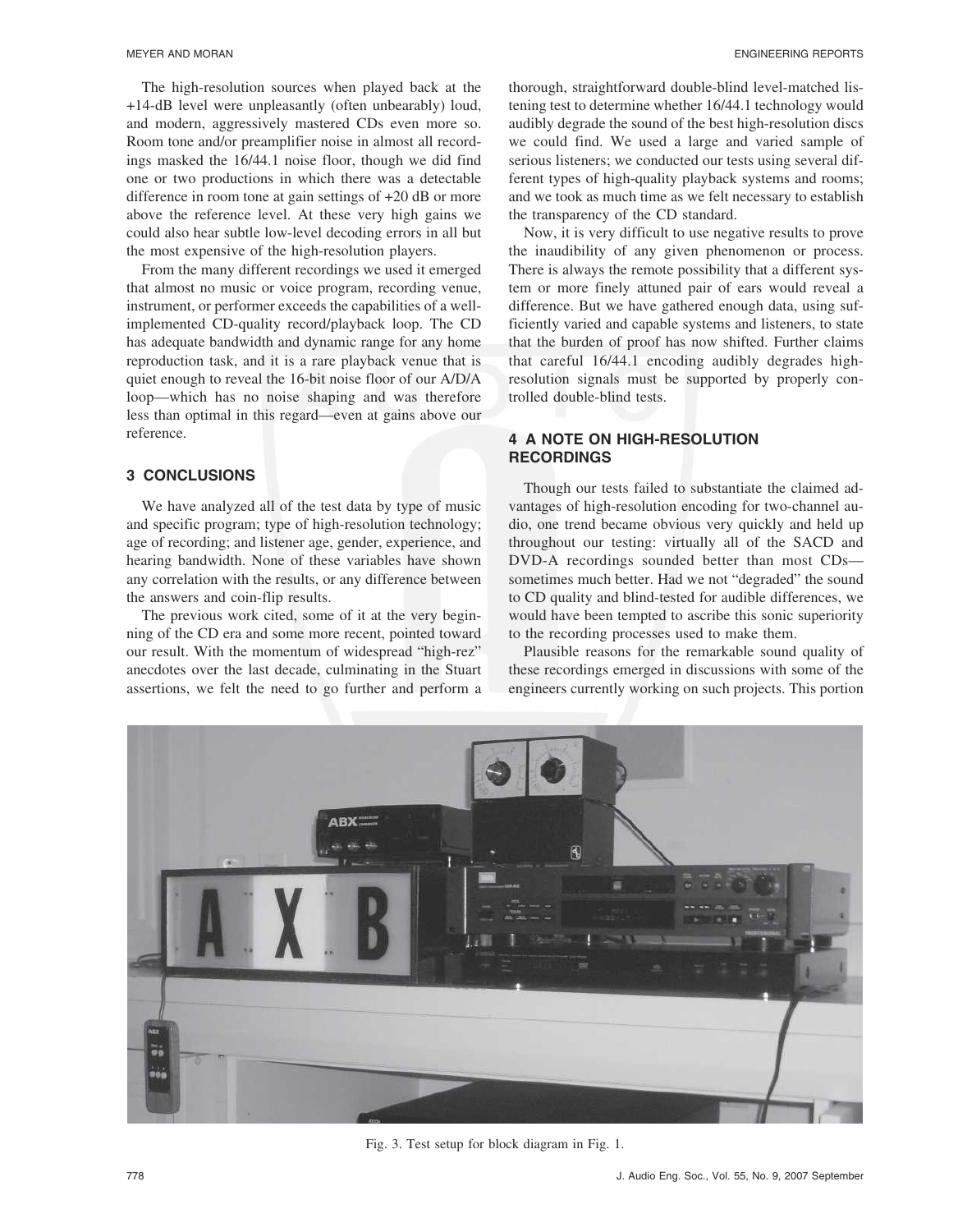The high-resolution sources when played back at the +14-dB level were unpleasantly (often unbearably) loud, and modern, aggressively mastered CDs even more so. Room tone and/or preamplifier noise in almost all recordings masked the 16/44.1 noise floor, though we did find one or two productions in which there was a detectable difference in room tone at gain settings of +20 dB or more above the reference level. At these very high gains we could also hear subtle low-level decoding errors in all but the most expensive of the high-resolution players.

From the many different recordings we used it emerged that almost no music or voice program, recording venue, instrument, or performer exceeds the capabilities of a well-implemented CD-quality record/playback loop. The CD has adequate bandwidth and dynamic range for any home reproduction task, and it is a rare playback venue that is quiet enough to reveal the 16-bit noise floor of our A/D/A loop—which has no noise shaping and was therefore less than optimal in this regard—even at gains above our reference.

## 3 CONCLUSIONS

We have analyzed all of the test data by type of music and specific program; type of high-resolution technology; age of recording; and listener age, gender, experience, and hearing bandwidth. None of these variables have shown any correlation with the results, or any difference between the answers and coin-flip results.

The previous work cited, some of it at the very beginning of the CD era and some more recent, pointed toward our result. With the momentum of widespread "high-rez" anecdotes over the last decade, culminating in the Stuart assertions, we felt the need to go further and perform a thorough, straightforward double-blind level-matched listening test to determine whether 16/44.1 technology would audibly degrade the sound of the best high-resolution discs we could find. We used a large and varied sample of serious listeners; we conducted our tests using several different types of high-quality playback systems and rooms; and we took as much time as we felt necessary to establish the transparency of the CD standard.

Now, it is very difficult to use negative results to prove the inaudibility of any given phenomenon or process. There is always the remote possibility that a different system or more finely attuned pair of ears would reveal a difference. But we have gathered enough data, using sufficiently varied and capable systems and listeners, to state that the burden of proof has now shifted. Further claims that careful 16/44.1 encoding audibly degrades high-resolution signals must be supported by properly controlled double-blind tests.

## 4 A NOTE ON HIGH-RESOLUTION RECORDINGS

Though our tests failed to substantiate the claimed advantages of high-resolution encoding for two-channel audio, one trend became obvious very quickly and held up throughout our testing: virtually all of the SACD and DVD-A recordings sounded better than most CDs—sometimes much better. Had we not "degraded" the sound to CD quality and blind-tested for audible differences, we would have been tempted to ascribe this sonic superiority to the recording processes used to make them.

Plausible reasons for the remarkable sound quality of these recordings emerged in discussions with some of the engineers currently working on such projects. This portion

Fig. 3. Test setup for block diagram in Fig. 1.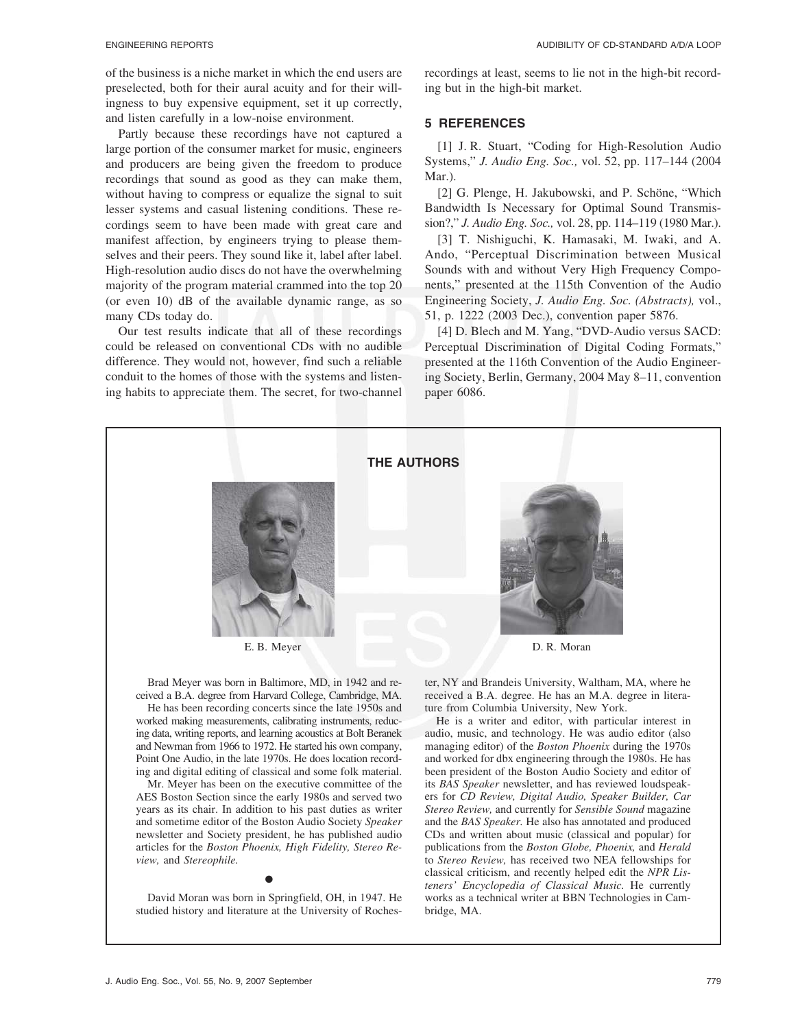of the business is a niche market in which the end users are preselected, both for their aural acuity and for their willingness to buy expensive equipment, set it up correctly, and listen carefully in a low-noise environment.

Partly because these recordings have not captured a large portion of the consumer market for music, engineers and producers are being given the freedom to produce recordings that sound as good as they can make them, without having to compress or equalize the signal to suit lesser systems and casual listening conditions. These recordings seem to have been made with great care and manifest affection, by engineers trying to please themselves and their peers. They sound like it, label after label. High-resolution audio discs do not have the overwhelming majority of the program material crammed into the top 20 (or even 10) dB of the available dynamic range, as so many CDs today do.

Our test results indicate that all of these recordings could be released on conventional CDs with no audible difference. They would not, however, find such a reliable conduit to the homes of those with the systems and listening habits to appreciate them. The secret, for two-channel recordings at least, seems to lie not in the high-bit recording but in the high-bit market.

## 5 REFERENCES

[1] J. R. Stuart, "Coding for High-Resolution Audio Systems," *J. Audio Eng. Soc.,* vol. 52, pp. 117–144 (2004 Mar.).

[2] G. Plenge, H. Jakubowski, and P. Schöne, "Which Bandwidth Is Necessary for Optimal Sound Transmission?," *J. Audio Eng. Soc.,* vol. 28, pp. 114–119 (1980 Mar.).

[3] T. Nishiguchi, K. Hamasaki, M. Iwaki, and A. Ando, "Perceptual Discrimination between Musical Sounds with and without Very High Frequency Components," presented at the 115th Convention of the Audio Engineering Society, *J. Audio Eng. Soc. (Abstracts),* vol., 51, p. 1222 (2003 Dec.), convention paper 5876.

[4] D. Blech and M. Yang, "DVD-Audio versus SACD: Perceptual Discrimination of Digital Coding Formats," presented at the 116th Convention of the Audio Engineering Society, Berlin, Germany, 2004 May 8–11, convention paper 6086.

## THE AUTHORS

E. B. Meyer

D. R. Moran

Brad Meyer was born in Baltimore, MD, in 1942 and received a B.A. degree from Harvard College, Cambridge, MA.

He has been recording concerts since the late 1950s and worked making measurements, calibrating instruments, reducing data, writing reports, and learning acoustics at Bolt Beranek and Newman from 1966 to 1972. He started his own company, Point One Audio, in the late 1970s. He does location recording and digital editing of classical and some folk material.

Mr. Meyer has been on the executive committee of the AES Boston Section since the early 1980s and served two years as its chair. In addition to his past duties as writer and sometime editor of the Boston Audio Society *Speaker* newsletter and Society president, he has published audio articles for the *Boston Phoenix, High Fidelity, Stereo Review,* and *Stereophile.*

•

David Moran was born in Springfield, OH, in 1947. He studied history and literature at the University of Rochester, NY and Brandeis University, Waltham, MA, where he received a B.A. degree. He has an M.A. degree in literature from Columbia University, New York.

He is a writer and editor, with particular interest in audio, music, and technology. He was audio editor (also managing editor) of the *Boston Phoenix* during the 1970s and worked for dbx engineering through the 1980s. He has been president of the Boston Audio Society and editor of its *BAS Speaker* newsletter, and has reviewed loudspeakers for *CD Review, Digital Audio, Speaker Builder, Car Stereo Review,* and currently for *Sensible Sound* magazine and the *BAS Speaker.* He also has annotated and produced CDs and written about music (classical and popular) for publications from the *Boston Globe, Phoenix,* and *Herald* to *Stereo Review,* has received two NEA fellowships for classical criticism, and recently helped edit the *NPR Listeners' Encyclopedia of Classical Music.* He currently works as a technical writer at BBN Technologies in Cambridge, MA.